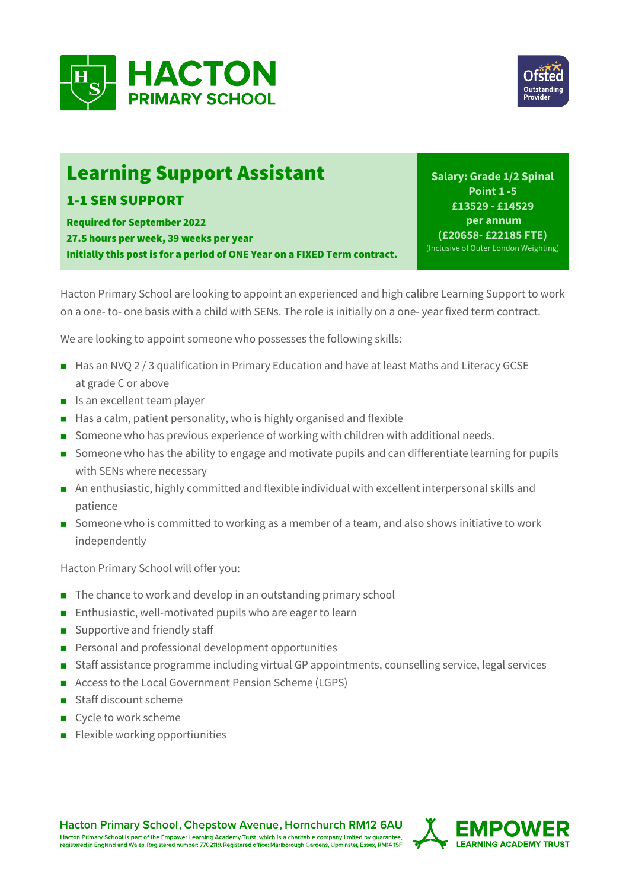# HACTON PRIMARY SCHOOL

Ofsted Outstanding Provider

## Learning Support Assistant

### 1-1 SEN SUPPORT

**Required for September 2022**
**27.5 hours per week, 39 weeks per year**
**Initially this post is for a period of ONE Year on a FIXED Term contract.**

**Salary: Grade 1/2 Spinal Point 1 -5**
**£13529 - £14529 per annum**
**(£20658- £22185 FTE)**
(Inclusive of Outer London Weighting)

Hacton Primary School are looking to appoint an experienced and high calibre Learning Support to work on a one- to- one basis with a child with SENs. The role is initially on a one- year fixed term contract.

We are looking to appoint someone who possesses the following skills:

- Has an NVQ 2 / 3 qualification in Primary Education and have at least Maths and Literacy GCSE at grade C or above
- Is an excellent team player
- Has a calm, patient personality, who is highly organised and flexible
- Someone who has previous experience of working with children with additional needs.
- Someone who has the ability to engage and motivate pupils and can differentiate learning for pupils with SENs where necessary
- An enthusiastic, highly committed and flexible individual with excellent interpersonal skills and patience
- Someone who is committed to working as a member of a team, and also shows initiative to work independently

Hacton Primary School will offer you:

- The chance to work and develop in an outstanding primary school
- Enthusiastic, well-motivated pupils who are eager to learn
- Supportive and friendly staff
- Personal and professional development opportunities
- Staff assistance programme including virtual GP appointments, counselling service, legal services
- Access to the Local Government Pension Scheme (LGPS)
- Staff discount scheme
- Cycle to work scheme
- Flexible working opportiunities

**Hacton Primary School, Chepstow Avenue, Hornchurch RM12 6AU**
Hacton Primary School is part of the Empower Learning Academy Trust, which is a charitable company limited by guarantee, registered in England and Wales. Registered number: 7702119. Registered office: Marlborough Gardens, Upminster, Essex, RM14 1SF

EMPOWER LEARNING ACADEMY TRUST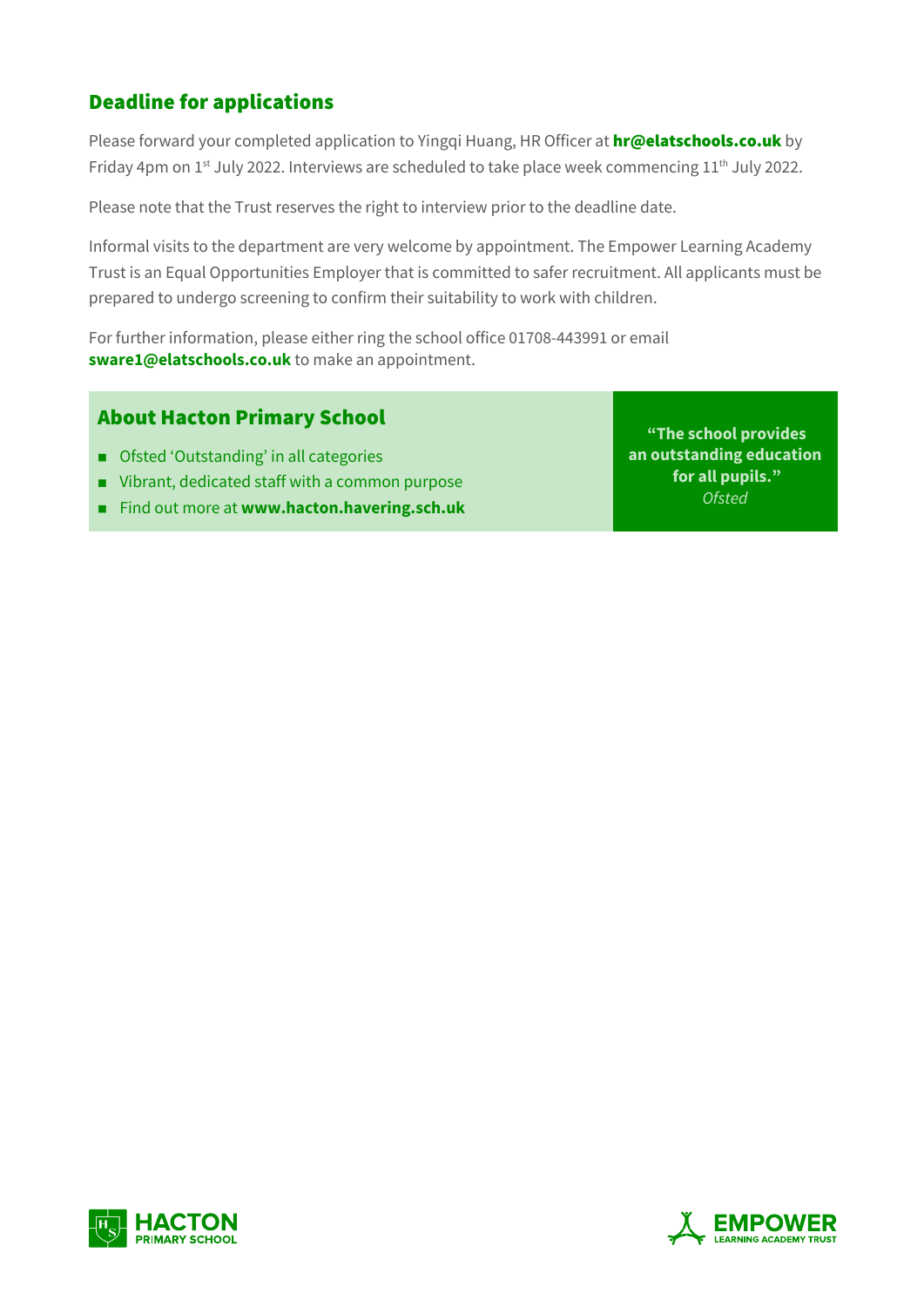## Deadline for applications

Please forward your completed application to Yingqi Huang, HR Officer at **hr@elatschools.co.uk** by Friday 4pm on 1st July 2022. Interviews are scheduled to take place week commencing 11th July 2022.

Please note that the Trust reserves the right to interview prior to the deadline date.

Informal visits to the department are very welcome by appointment. The Empower Learning Academy Trust is an Equal Opportunities Employer that is committed to safer recruitment. All applicants must be prepared to undergo screening to confirm their suitability to work with children.

For further information, please either ring the school office 01708-443991 or email **sware1@elatschools.co.uk** to make an appointment.

## About Hacton Primary School

- Ofsted 'Outstanding' in all categories
- Vibrant, dedicated staff with a common purpose
- Find out more at **www.hacton.havering.sch.uk**

**"The school provides an outstanding education for all pupils."**
*Ofsted*

HACTON PRIMARY SCHOOL

EMPOWER LEARNING ACADEMY TRUST